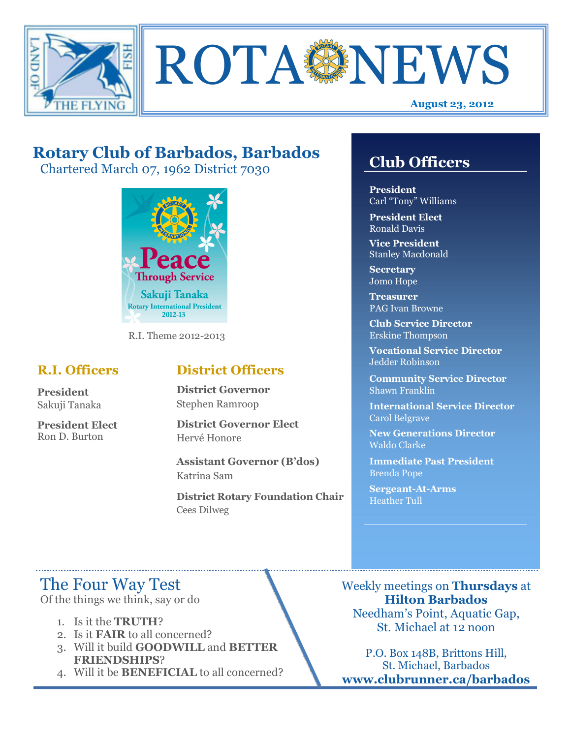# ROTA NEWS

**August 23, 2012**

## Rotary Club of Barbados, Barbados

Chartered March 07, 1962 District 7030

R.I. Theme 2012-2013

### R.I. Officers

**President**
Sakuji Tanaka

**President Elect**
Ron D. Burton

### District Officers

**District Governor**
Stephen Ramroop

**District Governor Elect**
Hervé Honore

**Assistant Governor (B'dos)**
Katrina Sam

**District Rotary Foundation Chair**
Cees Dilweg

## Club Officers

**President**
Carl "Tony" Williams

**President Elect**
Ronald Davis

**Vice President**
Stanley Macdonald

**Secretary**
Jomo Hope

**Treasurer**
PAG Ivan Browne

**Club Service Director**
Erskine Thompson

**Vocational Service Director**
Jedder Robinson

**Community Service Director**
Shawn Franklin

**International Service Director**
Carol Belgrave

**New Generations Director**
Waldo Clarke

**Immediate Past President**
Brenda Pope

**Sergeant-At-Arms**
Heather Tull

## The Four Way Test

Of the things we think, say or do

1. Is it the **TRUTH**?
2. Is it **FAIR** to all concerned?
3. Will it build **GOODWILL** and **BETTER FRIENDSHIPS**?
4. Will it be **BENEFICIAL** to all concerned?

Weekly meetings on **Thursdays** at **Hilton Barbados**
Needham's Point, Aquatic Gap, St. Michael at 12 noon

P.O. Box 148B, Brittons Hill, St. Michael, Barbados
**www.clubrunner.ca/barbados**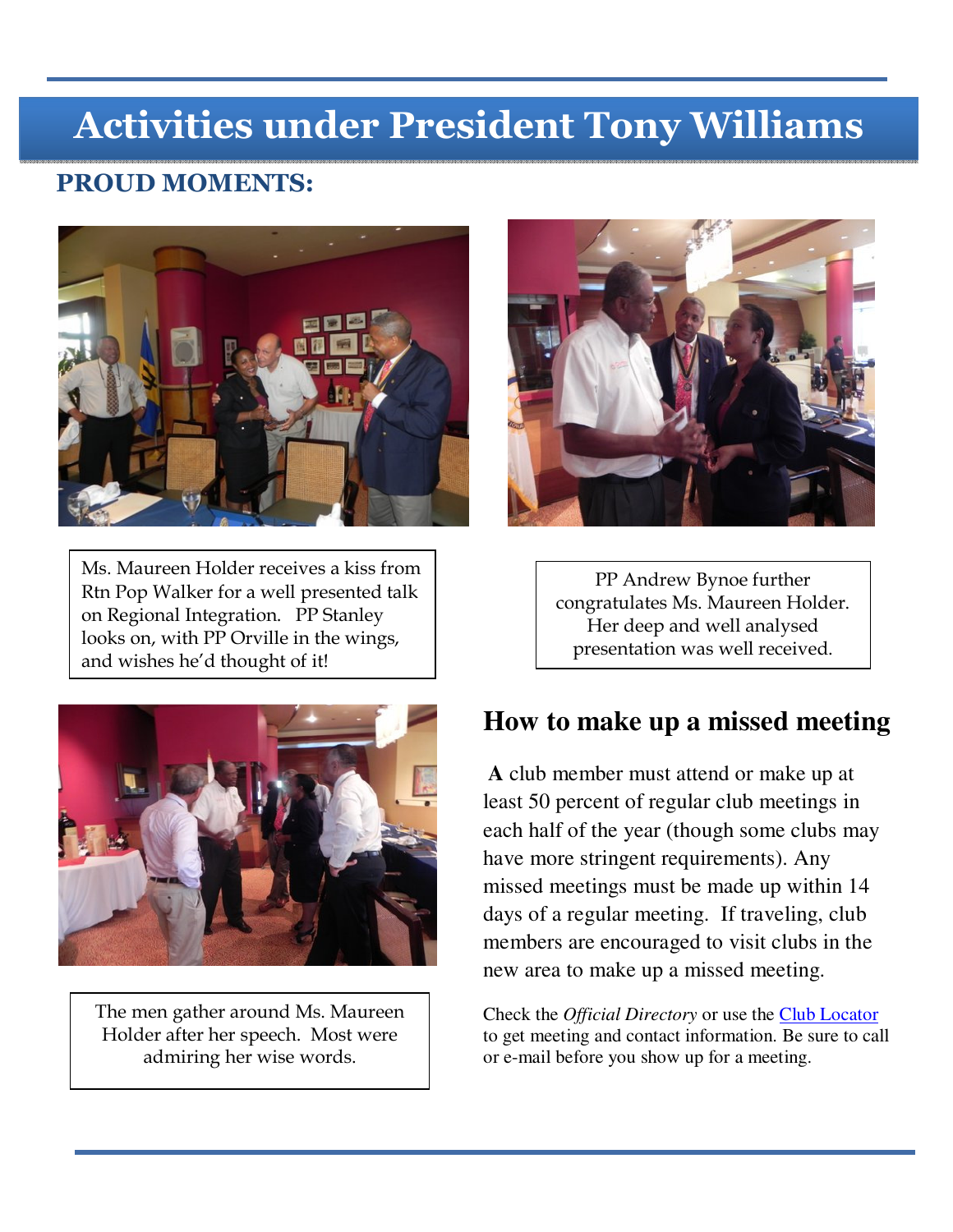# Activities under President Tony Williams

## PROUD MOMENTS:

Ms. Maureen Holder receives a kiss from Rtn Pop Walker for a well presented talk on Regional Integration. PP Stanley looks on, with PP Orville in the wings, and wishes he'd thought of it!

PP Andrew Bynoe further congratulates Ms. Maureen Holder. Her deep and well analysed presentation was well received.

The men gather around Ms. Maureen Holder after her speech. Most were admiring her wise words.

## How to make up a missed meeting

**A** club member must attend or make up at least 50 percent of regular club meetings in each half of the year (though some clubs may have more stringent requirements). Any missed meetings must be made up within 14 days of a regular meeting. If traveling, club members are encouraged to visit clubs in the new area to make up a missed meeting.

Check the *Official Directory* or use the Club Locator to get meeting and contact information. Be sure to call or e-mail before you show up for a meeting.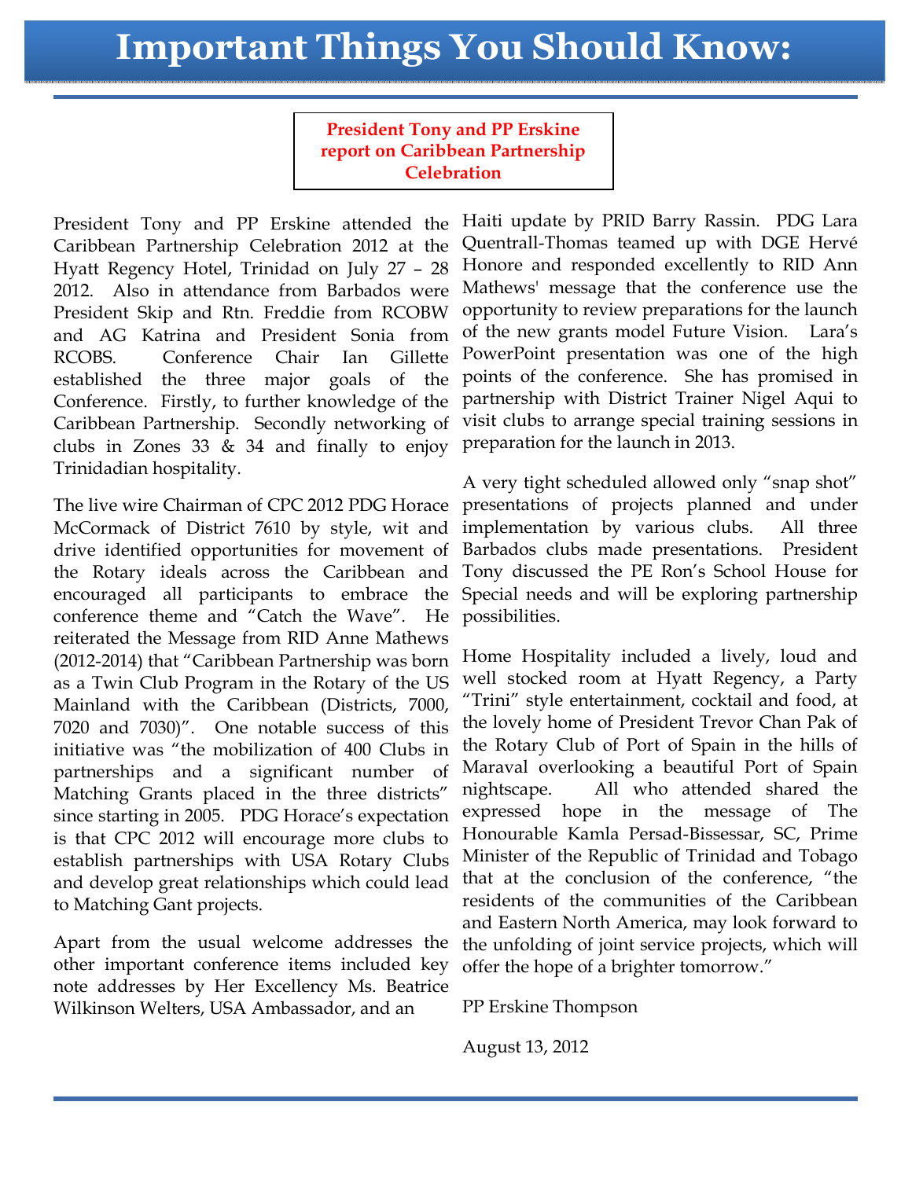# Important Things You Should Know:

## President Tony and PP Erskine report on Caribbean Partnership Celebration

President Tony and PP Erskine attended the Caribbean Partnership Celebration 2012 at the Hyatt Regency Hotel, Trinidad on July 27 – 28 2012. Also in attendance from Barbados were President Skip and Rtn. Freddie from RCOBW and AG Katrina and President Sonia from RCOBS. Conference Chair Ian Gillette established the three major goals of the Conference. Firstly, to further knowledge of the Caribbean Partnership. Secondly networking of clubs in Zones 33 & 34 and finally to enjoy Trinidadian hospitality.

The live wire Chairman of CPC 2012 PDG Horace McCormack of District 7610 by style, wit and drive identified opportunities for movement of the Rotary ideals across the Caribbean and encouraged all participants to embrace the conference theme and "Catch the Wave". He reiterated the Message from RID Anne Mathews (2012-2014) that "Caribbean Partnership was born as a Twin Club Program in the Rotary of the US Mainland with the Caribbean (Districts, 7000, 7020 and 7030)". One notable success of this initiative was "the mobilization of 400 Clubs in partnerships and a significant number of Matching Grants placed in the three districts" since starting in 2005. PDG Horace's expectation is that CPC 2012 will encourage more clubs to establish partnerships with USA Rotary Clubs and develop great relationships which could lead to Matching Gant projects.

Apart from the usual welcome addresses the other important conference items included key note addresses by Her Excellency Ms. Beatrice Wilkinson Welters, USA Ambassador, and an Haiti update by PRID Barry Rassin. PDG Lara Quentrall-Thomas teamed up with DGE Hervé Honore and responded excellently to RID Ann Mathews' message that the conference use the opportunity to review preparations for the launch of the new grants model Future Vision. Lara's PowerPoint presentation was one of the high points of the conference. She has promised in partnership with District Trainer Nigel Aqui to visit clubs to arrange special training sessions in preparation for the launch in 2013.

A very tight scheduled allowed only "snap shot" presentations of projects planned and under implementation by various clubs. All three Barbados clubs made presentations. President Tony discussed the PE Ron's School House for Special needs and will be exploring partnership possibilities.

Home Hospitality included a lively, loud and well stocked room at Hyatt Regency, a Party "Trini" style entertainment, cocktail and food, at the lovely home of President Trevor Chan Pak of the Rotary Club of Port of Spain in the hills of Maraval overlooking a beautiful Port of Spain nightscape. All who attended shared the expressed hope in the message of The Honourable Kamla Persad-Bissessar, SC, Prime Minister of the Republic of Trinidad and Tobago that at the conclusion of the conference, "the residents of the communities of the Caribbean and Eastern North America, may look forward to the unfolding of joint service projects, which will offer the hope of a brighter tomorrow."

PP Erskine Thompson

August 13, 2012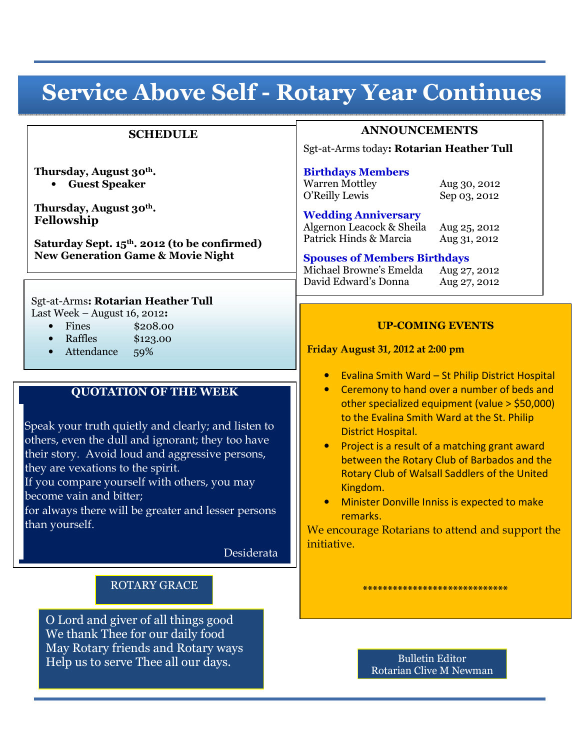# Service Above Self - Rotary Year Continues

## SCHEDULE

**Thursday, August 30th.**

- **Guest Speaker**

**Thursday, August 30th.**
**Fellowship**

**Saturday Sept. 15th. 2012 (to be confirmed)**
**New Generation Game & Movie Night**

Sgt-at-Arms**: Rotarian Heather Tull**
Last Week – August 16, 2012**:**

- Fines $208.00
- Raffles $123.00
- Attendance 59%

## QUOTATION OF THE WEEK

Speak your truth quietly and clearly; and listen to others, even the dull and ignorant; they too have their story. Avoid loud and aggressive persons, they are vexations to the spirit.
If you compare yourself with others, you may become vain and bitter;
for always there will be greater and lesser persons than yourself.

Desiderata

## ROTARY GRACE

O Lord and giver of all things good
We thank Thee for our daily food
May Rotary friends and Rotary ways
Help us to serve Thee all our days.

## ANNOUNCEMENTS

Sgt-at-Arms today**: Rotarian Heather Tull**

### Birthdays Members

| | |
|---|---|
| Warren Mottley | Aug 30, 2012 |
| O'Reilly Lewis | Sep 03, 2012 |

### Wedding Anniversary

| | |
|---|---|
| Algernon Leacock & Sheila | Aug 25, 2012 |
| Patrick Hinds & Marcia | Aug 31, 2012 |

### Spouses of Members Birthdays

| | |
|---|---|
| Michael Browne's Emelda | Aug 27, 2012 |
| David Edward's Donna | Aug 27, 2012 |

## UP-COMING EVENTS

**Friday August 31, 2012 at 2:00 pm**

- Evalina Smith Ward – St Philip District Hospital
- Ceremony to hand over a number of beds and other specialized equipment (value > $50,000) to the Evalina Smith Ward at the St. Philip District Hospital.
- Project is a result of a matching grant award between the Rotary Club of Barbados and the Rotary Club of Walsall Saddlers of the United Kingdom.
- Minister Donville Inniss is expected to make remarks.

We encourage Rotarians to attend and support the initiative.

****************************

Bulletin Editor
Rotarian Clive M Newman